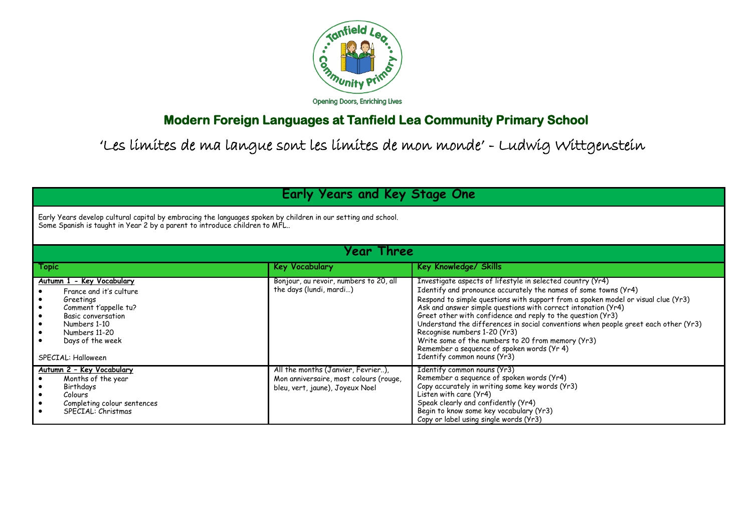Opening Doors, Enriching Lives

# Modern Foreign Languages at Tanfield Lea Community Primary School

'Les limites de ma langue sont les limites de mon monde' - Ludwig Wittgenstein

## Early Years and Key Stage One

Early Years develop cultural capital by embracing the languages spoken by children in our setting and school.
Some Spanish is taught in Year 2 by a parent to introduce children to MFL..

## Year Three

| Topic | Key Vocabulary | Key Knowledge/ Skills |
| --- | --- | --- |
| **Autumn 1 - Key Vocabulary**<br>• France and it's culture<br>• Greetings<br>• Comment t'appelle tu?<br>• Basic conversation<br>• Numbers 1-10<br>• Numbers 11-20<br>• Days of the week<br><br>SPECIAL: Halloween | Bonjour, au revoir, numbers to 20, all the days (lundi, mardi…) | Investigate aspects of lifestyle in selected country (Yr4)<br>Identify and pronounce accurately the names of some towns (Yr4)<br>Respond to simple questions with support from a spoken model or visual clue (Yr3)<br>Ask and answer simple questions with correct intonation (Yr4)<br>Greet other with confidence and reply to the question (Yr3)<br>Understand the differences in social conventions when people greet each other (Yr3)<br>Recognise numbers 1-20 (Yr3)<br>Write some of the numbers to 20 from memory (Yr3)<br>Remember a sequence of spoken words (Yr 4)<br>Identify common nouns (Yr3) |
| **Autumn 2 - Key Vocabulary**<br>• Months of the year<br>• Birthdays<br>• Colours<br>• Completing colour sentences<br>• SPECIAL: Christmas | All the months (Janvier, Fevrier..), Mon anniversaire, most colours (rouge, bleu, vert, jaune), Joyeux Noel | Identify common nouns (Yr3)<br>Remember a sequence of spoken words (Yr4)<br>Copy accurately in writing some key words (Yr3)<br>Listen with care (Yr4)<br>Speak clearly and confidently (Yr4)<br>Begin to know some key vocabulary (Yr3)<br>Copy or label using single words (Yr3) |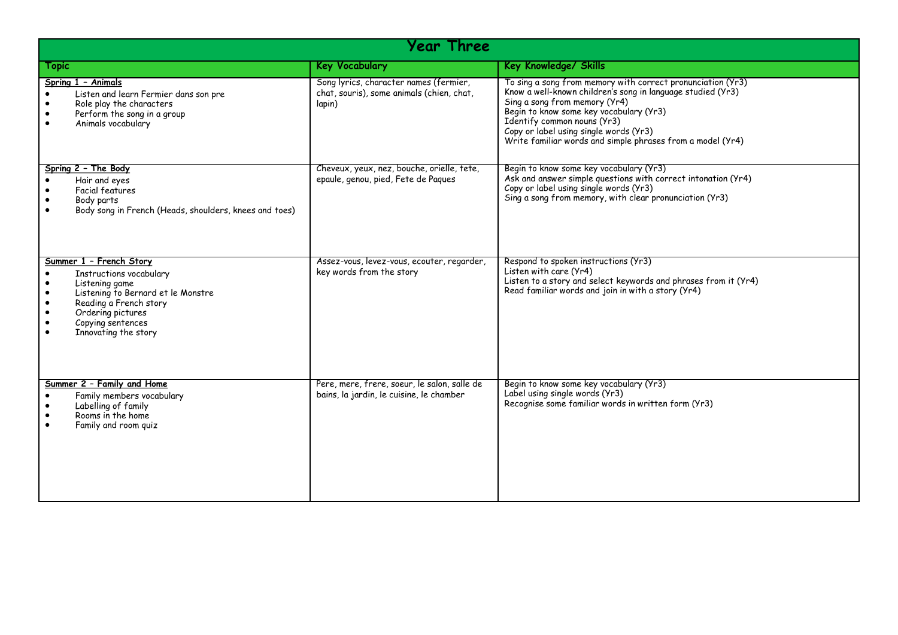| Year Three | | |
|---|---|---|
| **Topic** | **Key Vocabulary** | **Key Knowledge/ Skills** |
| **Spring 1 – Animals**<br>• Listen and learn Fermier dans son pre<br>• Role play the characters<br>• Perform the song in a group<br>• Animals vocabulary | Song lyrics, character names (fermier, chat, souris), some animals (chien, chat, lapin) | To sing a song from memory with correct pronunciation (Yr3)<br>Know a well-known children's song in language studied (Yr3)<br>Sing a song from memory (Yr4)<br>Begin to know some key vocabulary (Yr3)<br>Identify common nouns (Yr3)<br>Copy or label using single words (Yr3)<br>Write familiar words and simple phrases from a model (Yr4) |
| **Spring 2 – The Body**<br>• Hair and eyes<br>• Facial features<br>• Body parts<br>• Body song in French (Heads, shoulders, knees and toes) | Cheveux, yeux, nez, bouche, orielle, tete, epaule, genou, pied, Fete de Paques | Begin to know some key vocabulary (Yr3)<br>Ask and answer simple questions with correct intonation (Yr4)<br>Copy or label using single words (Yr3)<br>Sing a song from memory, with clear pronunciation (Yr3) |
| **Summer 1 – French Story**<br>• Instructions vocabulary<br>• Listening game<br>• Listening to Bernard et le Monstre<br>• Reading a French story<br>• Ordering pictures<br>• Copying sentences<br>• Innovating the story | Assez-vous, levez-vous, ecouter, regarder, key words from the story | Respond to spoken instructions (Yr3)<br>Listen with care (Yr4)<br>Listen to a story and select keywords and phrases from it (Yr4)<br>Read familiar words and join in with a story (Yr4) |
| **Summer 2 – Family and Home**<br>• Family members vocabulary<br>• Labelling of family<br>• Rooms in the home<br>• Family and room quiz | Pere, mere, frere, soeur, le salon, salle de bains, la jardin, le cuisine, le chamber | Begin to know some key vocabulary (Yr3)<br>Label using single words (Yr3)<br>Recognise some familiar words in written form (Yr3) |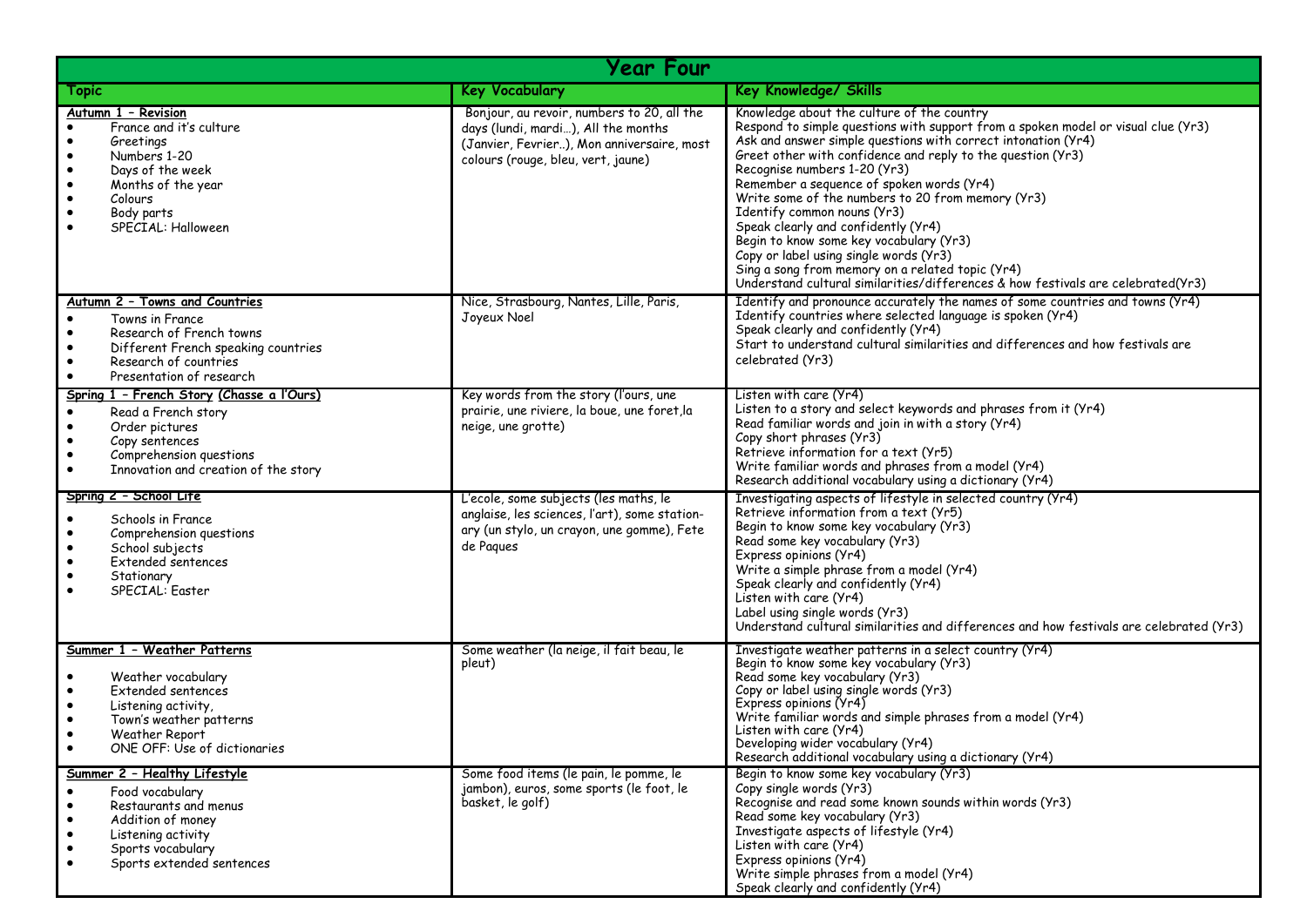# Year Four

| Topic | Key Vocabulary | Key Knowledge/ Skills |
|---|---|---|
| **Autumn 1 – Revision**<br>• France and it's culture<br>• Greetings<br>• Numbers 1-20<br>• Days of the week<br>• Months of the year<br>• Colours<br>• Body parts<br>• SPECIAL: Halloween | Bonjour, au revoir, numbers to 20, all the days (lundi, mardi…), All the months (Janvier, Fevrier..), Mon anniversaire, most colours (rouge, bleu, vert, jaune) | Knowledge about the culture of the country<br>Respond to simple questions with support from a spoken model or visual clue (Yr3)<br>Ask and answer simple questions with correct intonation (Yr4)<br>Greet other with confidence and reply to the question (Yr3)<br>Recognise numbers 1-20 (Yr3)<br>Remember a sequence of spoken words (Yr4)<br>Write some of the numbers to 20 from memory (Yr3)<br>Identify common nouns (Yr3)<br>Speak clearly and confidently (Yr4)<br>Begin to know some key vocabulary (Yr3)<br>Copy or label using single words (Yr3)<br>Sing a song from memory on a related topic (Yr4)<br>Understand cultural similarities/differences & how festivals are celebrated(Yr3) |
| **Autumn 2 – Towns and Countries**<br>• Towns in France<br>• Research of French towns<br>• Different French speaking countries<br>• Research of countries<br>• Presentation of research | Nice, Strasbourg, Nantes, Lille, Paris, Joyeux Noel | Identify and pronounce accurately the names of some countries and towns (Yr4)<br>Identify countries where selected language is spoken (Yr4)<br>Speak clearly and confidently (Yr4)<br>Start to understand cultural similarities and differences and how festivals are celebrated (Yr3) |
| **Spring 1 – French Story (Chasse a l'Ours)**<br>• Read a French story<br>• Order pictures<br>• Copy sentences<br>• Comprehension questions<br>• Innovation and creation of the story | Key words from the story (l'ours, une prairie, une riviere, la boue, une foret,la neige, une grotte) | Listen with care (Yr4)<br>Listen to a story and select keywords and phrases from it (Yr4)<br>Read familiar words and join in with a story (Yr4)<br>Copy short phrases (Yr3)<br>Retrieve information for a text (Yr5)<br>Write familiar words and phrases from a model (Yr4)<br>Research additional vocabulary using a dictionary (Yr4) |
| **Spring 2 – School Life**<br>• Schools in France<br>• Comprehension questions<br>• School subjects<br>• Extended sentences<br>• Stationary<br>• SPECIAL: Easter | L'ecole, some subjects (les maths, le anglaise, les sciences, l'art), some station-ary (un stylo, un crayon, une gomme), Fete de Paques | Investigating aspects of lifestyle in selected country (Yr4)<br>Retrieve information from a text (Yr5)<br>Begin to know some key vocabulary (Yr3)<br>Read some key vocabulary (Yr3)<br>Express opinions (Yr4)<br>Write a simple phrase from a model (Yr4)<br>Speak clearly and confidently (Yr4)<br>Listen with care (Yr4)<br>Label using single words (Yr3)<br>Understand cultural similarities and differences and how festivals are celebrated (Yr3) |
| **Summer 1 – Weather Patterns**<br>• Weather vocabulary<br>• Extended sentences<br>• Listening activity,<br>• Town's weather patterns<br>• Weather Report<br>• ONE OFF: Use of dictionaries | Some weather (la neige, il fait beau, le pleut) | Investigate weather patterns in a select country (Yr4)<br>Begin to know some key vocabulary (Yr3)<br>Read some key vocabulary (Yr3)<br>Copy or label using single words (Yr3)<br>Express opinions (Yr4)<br>Write familiar words and simple phrases from a model (Yr4)<br>Listen with care (Yr4)<br>Developing wider vocabulary (Yr4)<br>Research additional vocabulary using a dictionary (Yr4) |
| **Summer 2 – Healthy Lifestyle**<br>• Food vocabulary<br>• Restaurants and menus<br>• Addition of money<br>• Listening activity<br>• Sports vocabulary<br>• Sports extended sentences | Some food items (le pain, le pomme, le jambon), euros, some sports (le foot, le basket, le golf) | Begin to know some key vocabulary (Yr3)<br>Copy single words (Yr3)<br>Recognise and read some known sounds within words (Yr3)<br>Read some key vocabulary (Yr3)<br>Investigate aspects of lifestyle (Yr4)<br>Listen with care (Yr4)<br>Express opinions (Yr4)<br>Write simple phrases from a model (Yr4)<br>Speak clearly and confidently (Yr4) |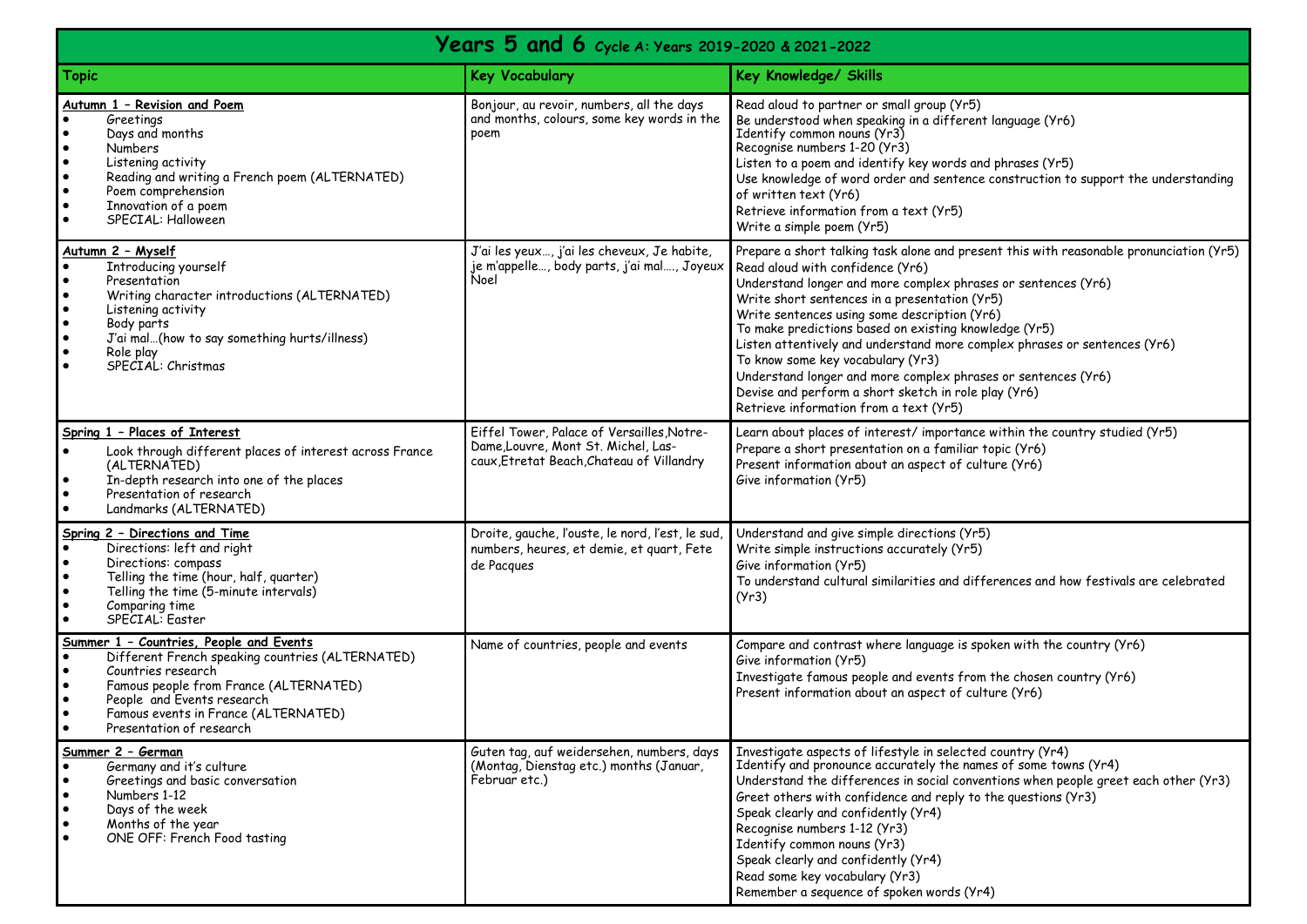# Years 5 and 6 Cycle A: Years 2019-2020 & 2021-2022

| Topic | Key Vocabulary | Key Knowledge/ Skills |
| --- | --- | --- |
| **Autumn 1 – Revision and Poem**<br>• Greetings<br>• Days and months<br>• Numbers<br>• Listening activity<br>• Reading and writing a French poem (ALTERNATED)<br>• Poem comprehension<br>• Innovation of a poem<br>• SPECIAL: Halloween | Bonjour, au revoir, numbers, all the days and months, colours, some key words in the poem | Read aloud to partner or small group (Yr5)<br>Be understood when speaking in a different language (Yr6)<br>Identify common nouns (Yr3)<br>Recognise numbers 1-20 (Yr3)<br>Listen to a poem and identify key words and phrases (Yr5)<br>Use knowledge of word order and sentence construction to support the understanding of written text (Yr6)<br>Retrieve information from a text (Yr5)<br>Write a simple poem (Yr5) |
| **Autumn 2 – Myself**<br>• Introducing yourself<br>• Presentation<br>• Writing character introductions (ALTERNATED)<br>• Listening activity<br>• Body parts<br>• J'ai mal…(how to say something hurts/illness)<br>• Role play<br>• SPECIAL: Christmas | J'ai les yeux…, j'ai les cheveux, Je habite, je m'appelle…, body parts, j'ai mal…., Joyeux Noel | Prepare a short talking task alone and present this with reasonable pronunciation (Yr5)<br>Read aloud with confidence (Yr6)<br>Understand longer and more complex phrases or sentences (Yr6)<br>Write short sentences in a presentation (Yr5)<br>Write sentences using some description (Yr6)<br>To make predictions based on existing knowledge (Yr5)<br>Listen attentively and understand more complex phrases or sentences (Yr6)<br>To know some key vocabulary (Yr3)<br>Understand longer and more complex phrases or sentences (Yr6)<br>Devise and perform a short sketch in role play (Yr6)<br>Retrieve information from a text (Yr5) |
| **Spring 1 – Places of Interest**<br>• Look through different places of interest across France (ALTERNATED)<br>• In-depth research into one of the places<br>• Presentation of research<br>• Landmarks (ALTERNATED) | Eiffel Tower, Palace of Versailles,Notre-Dame,Louvre, Mont St. Michel, Las-caux,Etretat Beach,Chateau of Villandry | Learn about places of interest/ importance within the country studied (Yr5)<br>Prepare a short presentation on a familiar topic (Yr6)<br>Present information about an aspect of culture (Yr6)<br>Give information (Yr5) |
| **Spring 2 – Directions and Time**<br>• Directions: left and right<br>• Directions: compass<br>• Telling the time (hour, half, quarter)<br>• Telling the time (5-minute intervals)<br>• Comparing time<br>• SPECIAL: Easter | Droite, gauche, l'ouste, le nord, l'est, le sud, numbers, heures, et demie, et quart, Fete de Pacques | Understand and give simple directions (Yr5)<br>Write simple instructions accurately (Yr5)<br>Give information (Yr5)<br>To understand cultural similarities and differences and how festivals are celebrated (Yr3) |
| **Summer 1 – Countries, People and Events**<br>• Different French speaking countries (ALTERNATED)<br>• Countries research<br>• Famous people from France (ALTERNATED)<br>• People and Events research<br>• Famous events in France (ALTERNATED)<br>• Presentation of research | Name of countries, people and events | Compare and contrast where language is spoken with the country (Yr6)<br>Give information (Yr5)<br>Investigate famous people and events from the chosen country (Yr6)<br>Present information about an aspect of culture (Yr6) |
| **Summer 2 – German**<br>• Germany and it's culture<br>• Greetings and basic conversation<br>• Numbers 1-12<br>• Days of the week<br>• Months of the year<br>• ONE OFF: French Food tasting | Guten tag, auf weidersehen, numbers, days (Montag, Dienstag etc.) months (Januar, Februar etc.) | Investigate aspects of lifestyle in selected country (Yr4)<br>Identify and pronounce accurately the names of some towns (Yr4)<br>Understand the differences in social conventions when people greet each other (Yr3)<br>Greet others with confidence and reply to the questions (Yr3)<br>Speak clearly and confidently (Yr4)<br>Recognise numbers 1-12 (Yr3)<br>Identify common nouns (Yr3)<br>Speak clearly and confidently (Yr4)<br>Read some key vocabulary (Yr3)<br>Remember a sequence of spoken words (Yr4) |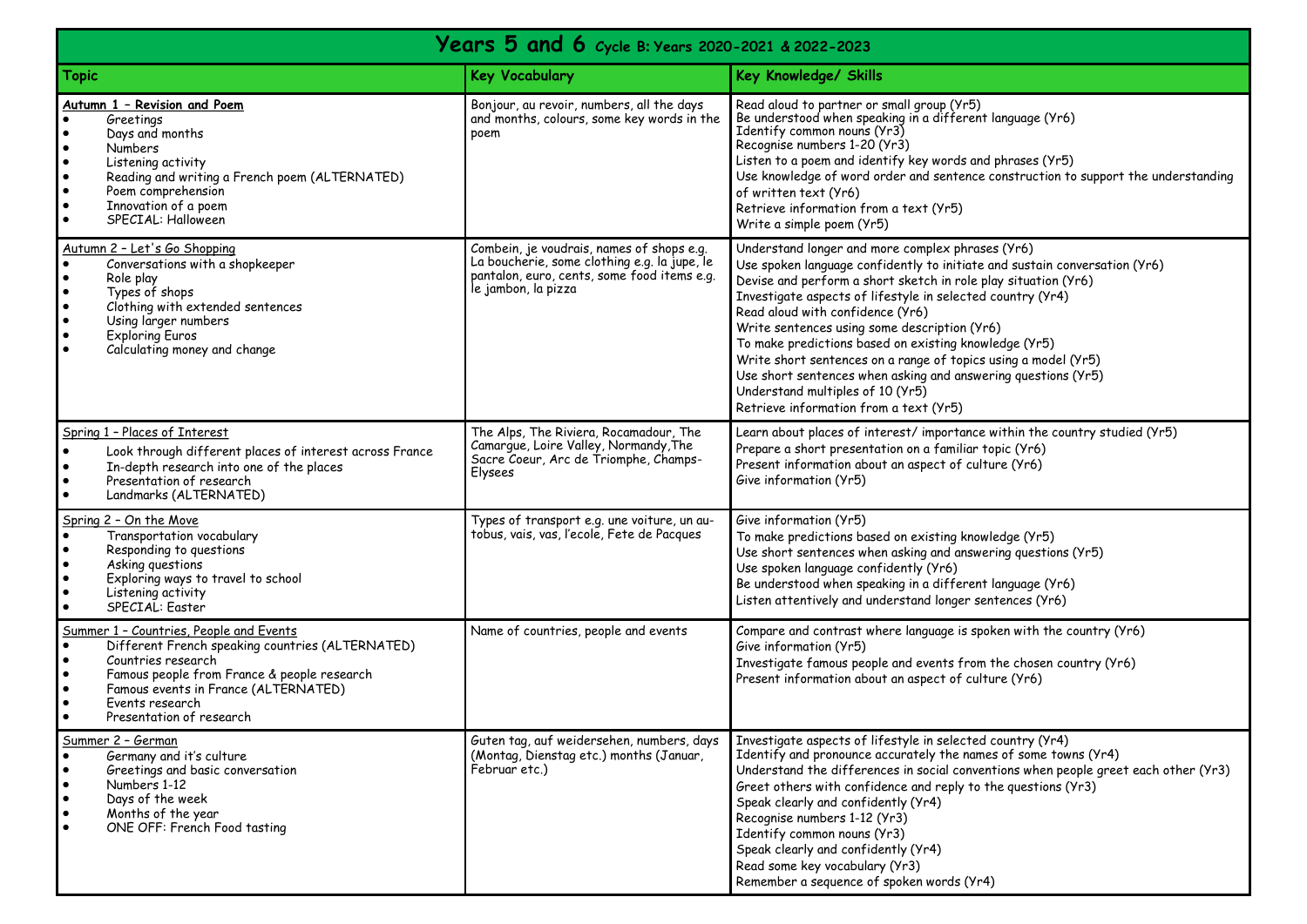# Years 5 and 6 Cycle B: Years 2020-2021 & 2022-2023

| Topic | Key Vocabulary | Key Knowledge/ Skills |
|---|---|---|
| **Autumn 1 – Revision and Poem**<br>• Greetings<br>• Days and months<br>• Numbers<br>• Listening activity<br>• Reading and writing a French poem (ALTERNATED)<br>• Poem comprehension<br>• Innovation of a poem<br>• SPECIAL: Halloween | Bonjour, au revoir, numbers, all the days and months, colours, some key words in the poem | Read aloud to partner or small group (Yr5)<br>Be understood when speaking in a different language (Yr6)<br>Identify common nouns (Yr3)<br>Recognise numbers 1-20 (Yr3)<br>Listen to a poem and identify key words and phrases (Yr5)<br>Use knowledge of word order and sentence construction to support the understanding of written text (Yr6)<br>Retrieve information from a text (Yr5)<br>Write a simple poem (Yr5) |
| Autumn 2 – Let's Go Shopping<br>• Conversations with a shopkeeper<br>• Role play<br>• Types of shops<br>• Clothing with extended sentences<br>• Using larger numbers<br>• Exploring Euros<br>• Calculating money and change | Combein, je voudrais, names of shops e.g. La boucherie, some clothing e.g. la jupe, le pantalon, euro, cents, some food items e.g. le jambon, la pizza | Understand longer and more complex phrases (Yr6)<br>Use spoken language confidently to initiate and sustain conversation (Yr6)<br>Devise and perform a short sketch in role play situation (Yr6)<br>Investigate aspects of lifestyle in selected country (Yr4)<br>Read aloud with confidence (Yr6)<br>Write sentences using some description (Yr6)<br>To make predictions based on existing knowledge (Yr5)<br>Write short sentences on a range of topics using a model (Yr5)<br>Use short sentences when asking and answering questions (Yr5)<br>Understand multiples of 10 (Yr5)<br>Retrieve information from a text (Yr5) |
| Spring 1 – Places of Interest<br>• Look through different places of interest across France<br>• In-depth research into one of the places<br>• Presentation of research<br>• Landmarks (ALTERNATED) | The Alps, The Riviera, Rocamadour, The Camargue, Loire Valley, Normandy,The Sacre Coeur, Arc de Triomphe, Champs-Elysees | Learn about places of interest/ importance within the country studied (Yr5)<br>Prepare a short presentation on a familiar topic (Yr6)<br>Present information about an aspect of culture (Yr6)<br>Give information (Yr5) |
| Spring 2 – On the Move<br>• Transportation vocabulary<br>• Responding to questions<br>• Asking questions<br>• Exploring ways to travel to school<br>• Listening activity<br>• SPECIAL: Easter | Types of transport e.g. une voiture, un autobus, vais, vas, l'ecole, Fete de Pacques | Give information (Yr5)<br>To make predictions based on existing knowledge (Yr5)<br>Use short sentences when asking and answering questions (Yr5)<br>Use spoken language confidently (Yr6)<br>Be understood when speaking in a different language (Yr6)<br>Listen attentively and understand longer sentences (Yr6) |
| Summer 1 – Countries, People and Events<br>• Different French speaking countries (ALTERNATED)<br>• Countries research<br>• Famous people from France & people research<br>• Famous events in France (ALTERNATED)<br>• Events research<br>• Presentation of research | Name of countries, people and events | Compare and contrast where language is spoken with the country (Yr6)<br>Give information (Yr5)<br>Investigate famous people and events from the chosen country (Yr6)<br>Present information about an aspect of culture (Yr6) |
| Summer 2 – German<br>• Germany and it's culture<br>• Greetings and basic conversation<br>• Numbers 1-12<br>• Days of the week<br>• Months of the year<br>• ONE OFF: French Food tasting | Guten tag, auf weidersehen, numbers, days (Montag, Dienstag etc.) months (Januar, Februar etc.) | Investigate aspects of lifestyle in selected country (Yr4)<br>Identify and pronounce accurately the names of some towns (Yr4)<br>Understand the differences in social conventions when people greet each other (Yr3)<br>Greet others with confidence and reply to the questions (Yr3)<br>Speak clearly and confidently (Yr4)<br>Recognise numbers 1-12 (Yr3)<br>Identify common nouns (Yr3)<br>Speak clearly and confidently (Yr4)<br>Read some key vocabulary (Yr3)<br>Remember a sequence of spoken words (Yr4) |